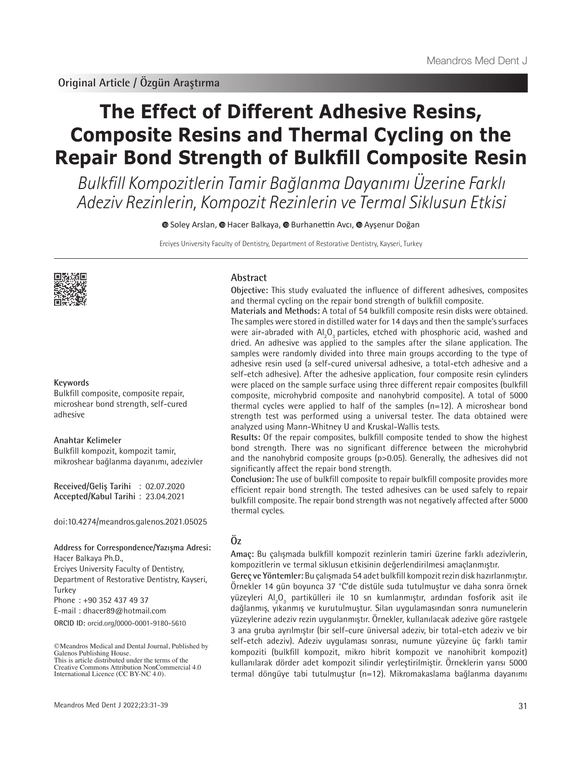Original Article / Özgün Araştırma

# The Effect of Different Adhesive Resins, Composite Resins and Thermal Cycling on the Repair Bond Strength of Bulkfill Composite Resin

*Bulkfill Kompozitlerin Tamir Bağlanma Dayanımı Üzerine Farklı Adeziv Rezinlerin, Kompozit Rezinlerin ve Termal Siklusun Etkisi*

Soley Arslan, Hacer Balkaya, Burhanettin Avcı, Ayşenur Doğan

Erciyes University Faculty of Dentistry, Department of Restorative Dentistry, Kayseri, Turkey

## Abstract

**Objective:** This study evaluated the influence of different adhesives, composites and thermal cycling on the repair bond strength of bulkfill composite.

**Materials and Methods:** A total of 54 bulkfill composite resin disks were obtained. The samples were stored in distilled water for 14 days and then the sample's surfaces were air-abraded with $Al_2O_3$ particles, etched with phosphoric acid, washed and dried. An adhesive was applied to the samples after the silane application. The samples were randomly divided into three main groups according to the type of adhesive resin used (a self-cured universal adhesive, a total-etch adhesive and a self-etch adhesive). After the adhesive application, four composite resin cylinders were placed on the sample surface using three different repair composites (bulkfill composite, microhybrid composite and nanohybrid composite). A total of 5000 thermal cycles were applied to half of the samples (n=12). A microshear bond strength test was performed using a universal tester. The data obtained were analyzed using Mann-Whitney U and Kruskal-Wallis tests.

**Results:** Of the repair composites, bulkfill composite tended to show the highest bond strength. There was no significant difference between the microhybrid and the nanohybrid composite groups ($p>0.05$). Generally, the adhesives did not significantly affect the repair bond strength.

**Conclusion:** The use of bulkfill composite to repair bulkfill composite provides more efficient repair bond strength. The tested adhesives can be used safely to repair bulkfill composite. The repair bond strength was not negatively affected after 5000 thermal cycles.

**Keywords**

Bulkfill composite, composite repair, microshear bond strength, self-cured adhesive

**Anahtar Kelimeler**

Bulkfill kompozit, kompozit tamir, mikroshear bağlanma dayanımı, adezivler

**Received/Geliş Tarihi** : 02.07.2020
**Accepted/Kabul Tarihi** : 23.04.2021

doi:10.4274/meandros.galenos.2021.05025

**Address for Correspondence/Yazışma Adresi:**
Hacer Balkaya Ph.D.,
Erciyes University Faculty of Dentistry, Department of Restorative Dentistry, Kayseri, Turkey
Phone : +90 352 437 49 37
E-mail : dhacer89@hotmail.com
**ORCID ID:** orcid.org/0000-0001-9180-5610

©Meandros Medical and Dental Journal, Published by Galenos Publishing House.
This is article distributed under the terms of the Creative Commons Attribution NonCommercial 4.0 International Licence (CC BY-NC 4.0).

## Öz

**Amaç:** Bu çalışmada bulkfill kompozit rezinlerin tamiri üzerine farklı adezivlerin, kompozitlerin ve termal siklusun etkisinin değerlendirilmesi amaçlanmıştır.

**Gereç ve Yöntemler:** Bu çalışmada 54 adet bulkfill kompozit rezin disk hazırlanmıştır. Örnekler 14 gün boyunca 37 °C'de distüle suda tutulmuştur ve daha sonra örnek yüzeyleri $Al_2O_3$ partikülleri ile 10 sn kumlanmıştır, ardından fosforik asit ile dağlanmış, yıkanmış ve kurutulmuştur. Silan uygulamasından sonra numunelerin yüzeylerine adeziv rezin uygulanmıştır. Örnekler, kullanılacak adezive göre rastgele 3 ana gruba ayrılmıştır (bir self-cure üniversal adeziv, bir total-etch adeziv ve bir self-etch adeziv). Adeziv uygulaması sonrası, numune yüzeyine üç farklı tamir kompoziti (bulkfill kompozit, mikro hibrit kompozit ve nanohibrit kompozit) kullanılarak dörder adet kompozit silindir yerleştirilmiştir. Örneklerin yarısı 5000 termal döngüye tabi tutulmuştur (n=12). Mikromakaslama bağlanma dayanımı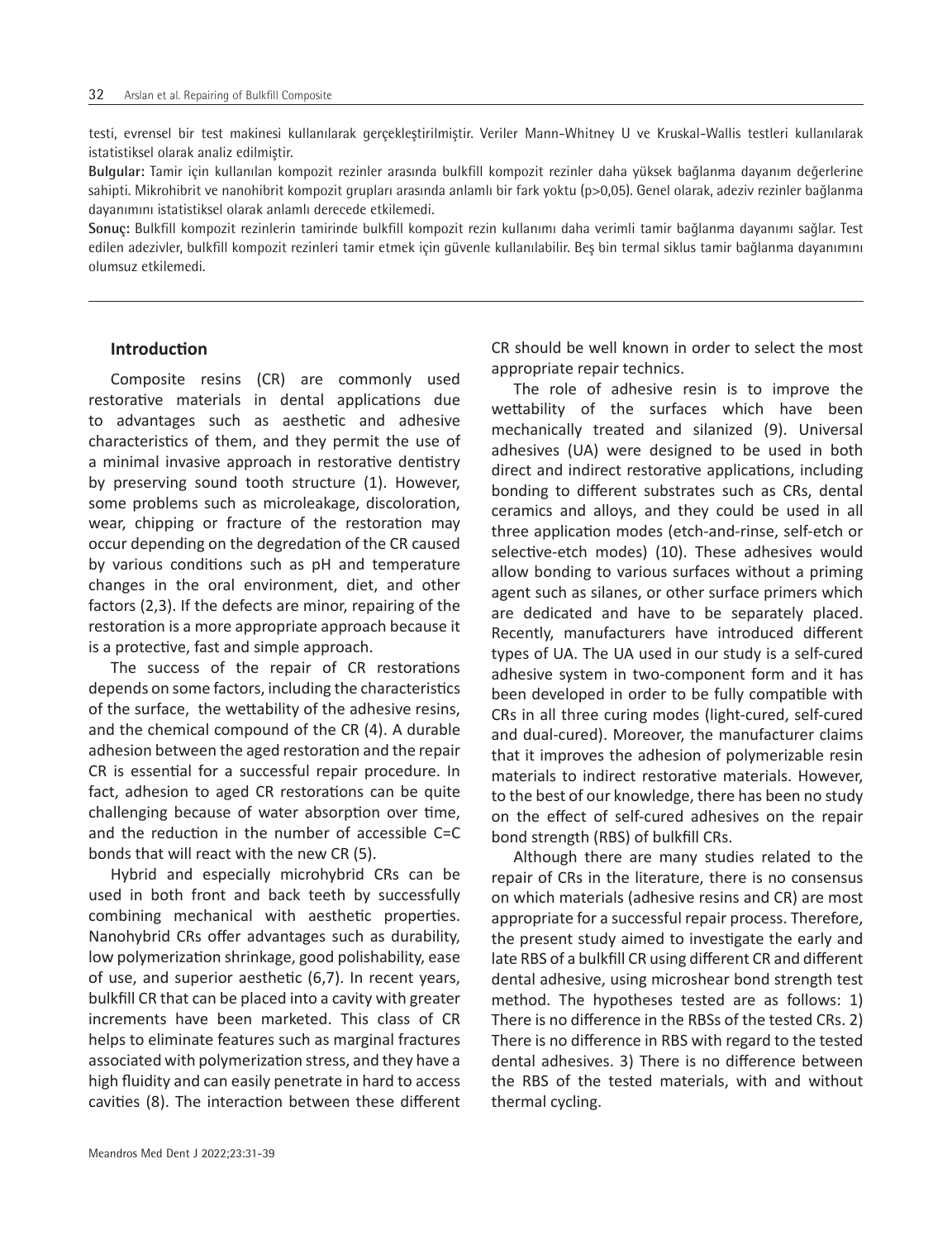testi, evrensel bir test makinesi kullanılarak gerçekleştirilmiştir. Veriler Mann-Whitney U ve Kruskal-Wallis testleri kullanılarak istatistiksel olarak analiz edilmiştir.

**Bulgular:** Tamir için kullanılan kompozit rezinler arasında bulkfill kompozit rezinler daha yüksek bağlanma dayanım değerlerine sahipti. Mikrohibrit ve nanohibrit kompozit grupları arasında anlamlı bir fark yoktu (p>0,05). Genel olarak, adeziv rezinler bağlanma dayanımını istatistiksel olarak anlamlı derecede etkilemedi.

**Sonuç:** Bulkfill kompozit rezinlerin tamirinde bulkfill kompozit rezin kullanımı daha verimli tamir bağlanma dayanımı sağlar. Test edilen adezivler, bulkfill kompozit rezinleri tamir etmek için güvenle kullanılabilir. Beş bin termal siklus tamir bağlanma dayanımını olumsuz etkilemedi.

## Introduction

Composite resins (CR) are commonly used restorative materials in dental applications due to advantages such as aesthetic and adhesive characteristics of them, and they permit the use of a minimal invasive approach in restorative dentistry by preserving sound tooth structure (1). However, some problems such as microleakage, discoloration, wear, chipping or fracture of the restoration may occur depending on the degredation of the CR caused by various conditions such as pH and temperature changes in the oral environment, diet, and other factors (2,3). If the defects are minor, repairing of the restoration is a more appropriate approach because it is a protective, fast and simple approach.

The success of the repair of CR restorations depends on some factors, including the characteristics of the surface, the wettability of the adhesive resins, and the chemical compound of the CR (4). A durable adhesion between the aged restoration and the repair CR is essential for a successful repair procedure. In fact, adhesion to aged CR restorations can be quite challenging because of water absorption over time, and the reduction in the number of accessible C=C bonds that will react with the new CR (5).

Hybrid and especially microhybrid CRs can be used in both front and back teeth by successfully combining mechanical with aesthetic properties. Nanohybrid CRs offer advantages such as durability, low polymerization shrinkage, good polishability, ease of use, and superior aesthetic (6,7). In recent years, bulkfill CR that can be placed into a cavity with greater increments have been marketed. This class of CR helps to eliminate features such as marginal fractures associated with polymerization stress, and they have a high fluidity and can easily penetrate in hard to access cavities (8). The interaction between these different CR should be well known in order to select the most appropriate repair technics.

The role of adhesive resin is to improve the wettability of the surfaces which have been mechanically treated and silanized (9). Universal adhesives (UA) were designed to be used in both direct and indirect restorative applications, including bonding to different substrates such as CRs, dental ceramics and alloys, and they could be used in all three application modes (etch-and-rinse, self-etch or selective-etch modes) (10). These adhesives would allow bonding to various surfaces without a priming agent such as silanes, or other surface primers which are dedicated and have to be separately placed. Recently, manufacturers have introduced different types of UA. The UA used in our study is a self-cured adhesive system in two-component form and it has been developed in order to be fully compatible with CRs in all three curing modes (light-cured, self-cured and dual-cured). Moreover, the manufacturer claims that it improves the adhesion of polymerizable resin materials to indirect restorative materials. However, to the best of our knowledge, there has been no study on the effect of self-cured adhesives on the repair bond strength (RBS) of bulkfill CRs.

Although there are many studies related to the repair of CRs in the literature, there is no consensus on which materials (adhesive resins and CR) are most appropriate for a successful repair process. Therefore, the present study aimed to investigate the early and late RBS of a bulkfill CR using different CR and different dental adhesive, using microshear bond strength test method. The hypotheses tested are as follows: 1) There is no difference in the RBSs of the tested CRs. 2) There is no difference in RBS with regard to the tested dental adhesives. 3) There is no difference between the RBS of the tested materials, with and without thermal cycling.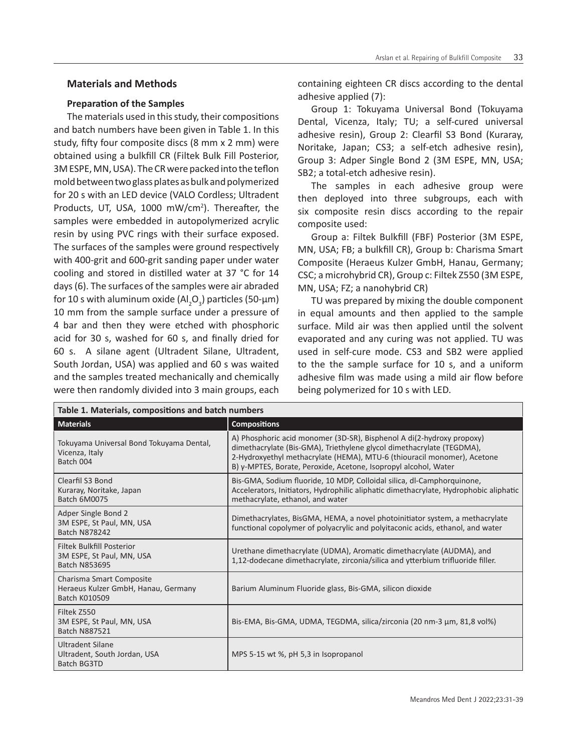## Materials and Methods

### Preparation of the Samples

The materials used in this study, their compositions and batch numbers have been given in Table 1. In this study, fifty four composite discs (8 mm x 2 mm) were obtained using a bulkfill CR (Filtek Bulk Fill Posterior, 3M ESPE, MN, USA). The CR were packed into the teflon mold between two glass plates as bulk and polymerized for 20 s with an LED device (VALO Cordless; Ultradent Products, UT, USA, 1000 mW/cm$^2$). Thereafter, the samples were embedded in autopolymerized acrylic resin by using PVC rings with their surface exposed. The surfaces of the samples were ground respectively with 400-grit and 600-grit sanding paper under water cooling and stored in distilled water at 37 °C for 14 days (6). The surfaces of the samples were air abraded for 10 s with aluminum oxide ($Al_2O_3$) particles (50-µm) 10 mm from the sample surface under a pressure of 4 bar and then they were etched with phosphoric acid for 30 s, washed for 60 s, and finally dried for 60 s. A silane agent (Ultradent Silane, Ultradent, South Jordan, USA) was applied and 60 s was waited and the samples treated mechanically and chemically were then randomly divided into 3 main groups, each containing eighteen CR discs according to the dental adhesive applied (7):

Group 1: Tokuyama Universal Bond (Tokuyama Dental, Vicenza, Italy; TU; a self-cured universal adhesive resin), Group 2: Clearfil S3 Bond (Kuraray, Noritake, Japan; CS3; a self-etch adhesive resin), Group 3: Adper Single Bond 2 (3M ESPE, MN, USA; SB2; a total-etch adhesive resin).

The samples in each adhesive group were then deployed into three subgroups, each with six composite resin discs according to the repair composite used:

Group a: Filtek Bulkfill (FBF) Posterior (3M ESPE, MN, USA; FB; a bulkfill CR), Group b: Charisma Smart Composite (Heraeus Kulzer GmbH, Hanau, Germany; CSC; a microhybrid CR), Group c: Filtek Z550 (3M ESPE, MN, USA; FZ; a nanohybrid CR)

TU was prepared by mixing the double component in equal amounts and then applied to the sample surface. Mild air was then applied until the solvent evaporated and any curing was not applied. TU was used in self-cure mode. CS3 and SB2 were applied to the the sample surface for 10 s, and a uniform adhesive film was made using a mild air flow before being polymerized for 10 s with LED.

**Table 1. Materials, compositions and batch numbers**

| Materials | Compositions |
|---|---|
| Tokuyama Universal Bond Tokuyama Dental, Vicenza, Italy<br>Batch 004 | A) Phosphoric acid monomer (3D-SR), Bisphenol A di(2-hydroxy propoxy) dimethacrylate (Bis-GMA), Triethylene glycol dimethacrylate (TEGDMA), 2-Hydroxyethyl methacrylate (HEMA), MTU-6 (thiouracil monomer), Acetone<br>B) γ-MPTES, Borate, Peroxide, Acetone, Isopropyl alcohol, Water |
| Clearfil S3 Bond<br>Kuraray, Noritake, Japan<br>Batch 6M0075 | Bis-GMA, Sodium fluoride, 10 MDP, Colloidal silica, dl-Camphorquinone, Accelerators, Initiators, Hydrophilic aliphatic dimethacrylate, Hydrophobic aliphatic methacrylate, ethanol, and water |
| Adper Single Bond 2<br>3M ESPE, St Paul, MN, USA<br>Batch N878242 | Dimethacrylates, BisGMA, HEMA, a novel photoinitiator system, a methacrylate functional copolymer of polyacrylic and polyitaconic acids, ethanol, and water |
| Filtek Bulkfill Posterior<br>3M ESPE, St Paul, MN, USA<br>Batch N853695 | Urethane dimethacrylate (UDMA), Aromatic dimethacrylate (AUDMA), and 1,12-dodecane dimethacrylate, zirconia/silica and ytterbium trifluoride filler. |
| Charisma Smart Composite<br>Heraeus Kulzer GmbH, Hanau, Germany<br>Batch K010509 | Barium Aluminum Fluoride glass, Bis-GMA, silicon dioxide |
| Filtek Z550<br>3M ESPE, St Paul, MN, USA<br>Batch N887521 | Bis-EMA, Bis-GMA, UDMA, TEGDMA, silica/zirconia (20 nm-3 µm, 81,8 vol%) |
| Ultradent Silane<br>Ultradent, South Jordan, USA<br>Batch BG3TD | MPS 5-15 wt %, pH 5,3 in Isopropanol |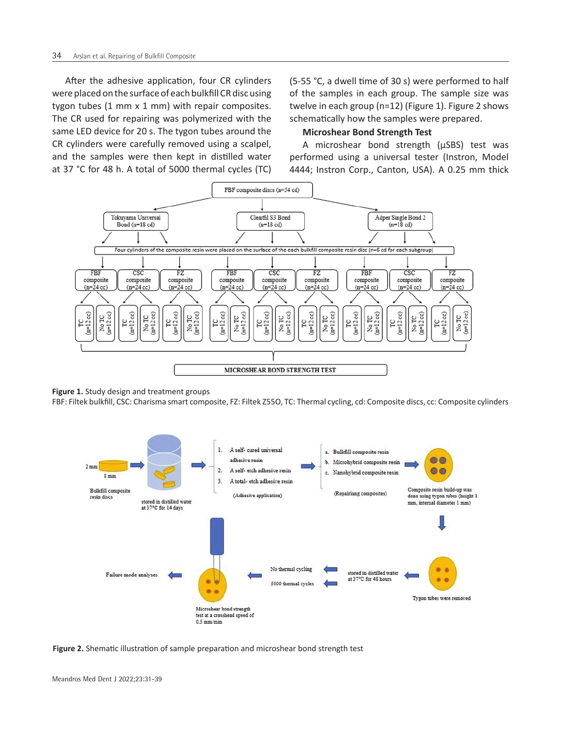After the adhesive application, four CR cylinders were placed on the surface of each bulkfill CR disc using tygon tubes (1 mm x 1 mm) with repair composites. The CR used for repairing was polymerized with the same LED device for 20 s. The tygon tubes around the CR cylinders were carefully removed using a scalpel, and the samples were then kept in distilled water at 37 °C for 48 h. A total of 5000 thermal cycles (TC) (5-55 °C, a dwell time of 30 s) were performed to half of the samples in each group. The sample size was twelve in each group (n=12) (Figure 1). Figure 2 shows schematically how the samples were prepared.

### Microshear Bond Strength Test

A microshear bond strength (μSBS) test was performed using a universal tester (Instron, Model 4444; Instron Corp., Canton, USA). A 0.25 mm thick

**Figure 1.** Study design and treatment groups

FBF: Filtek bulkfill, CSC: Charisma smart composite, FZ: Filtek Z550, TC: Thermal cycling, cd: Composite discs, cc: Composite cylinders

**Figure 2.** Shematic illustration of sample preparation and microshear bond strength test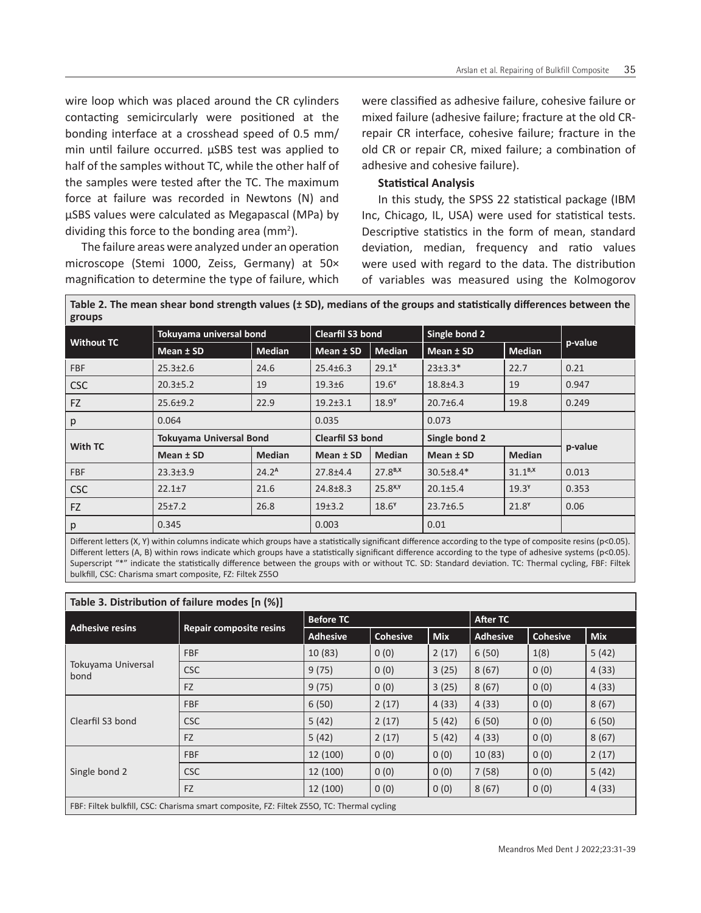wire loop which was placed around the CR cylinders contacting semicircularly were positioned at the bonding interface at a crosshead speed of 0.5 mm/min until failure occurred. μSBS test was applied to half of the samples without TC, while the other half of the samples were tested after the TC. The maximum force at failure was recorded in Newtons (N) and μSBS values were calculated as Megapascal (MPa) by dividing this force to the bonding area ($mm^2$).

The failure areas were analyzed under an operation microscope (Stemi 1000, Zeiss, Germany) at 50× magnification to determine the type of failure, which were classified as adhesive failure, cohesive failure or mixed failure (adhesive failure; fracture at the old CR-repair CR interface, cohesive failure; fracture in the old CR or repair CR, mixed failure; a combination of adhesive and cohesive failure).

**Statistical Analysis**

In this study, the SPSS 22 statistical package (IBM Inc, Chicago, IL, USA) were used for statistical tests. Descriptive statistics in the form of mean, standard deviation, median, frequency and ratio values were used with regard to the data. The distribution of variables was measured using the Kolmogorov

**Table 2. The mean shear bond strength values (± SD), medians of the groups and statistically differences between the groups**

| Without TC | Tokuyama universal bond | | Clearfil S3 bond | | Single bond 2 | | p-value |
|---|---|---|---|---|---|---|---|
| | Mean ± SD | Median | Mean ± SD | Median | Mean ± SD | Median | |
| FBF | 25.3±2.6 | 24.6 | 25.4±6.3 | $29.1^{X}$ | 23±3.3* | 22.7 | 0.21 |
| CSC | 20.3±5.2 | 19 | 19.3±6 | $19.6^{Y}$ | 18.8±4.3 | 19 | 0.947 |
| FZ | 25.6±9.2 | 22.9 | 19.2±3.1 | $18.9^{Y}$ | 20.7±6.4 | 19.8 | 0.249 |
| p | 0.064 | | 0.035 | | 0.073 | | |
| **With TC** | **Tokuyama Universal Bond** | | **Clearfil S3 bond** | | **Single bond 2** | | **p-value** |
| | **Mean ± SD** | **Median** | **Mean ± SD** | **Median** | **Mean ± SD** | **Median** | |
| FBF | 23.3±3.9 | $24.2^{A}$ | 27.8±4.4 | $27.8^{B,X}$ | 30.5±8.4* | $31.1^{B,X}$ | 0.013 |
| CSC | 22.1±7 | 21.6 | 24.8±8.3 | $25.8^{X,Y}$ | 20.1±5.4 | $19.3^{Y}$ | 0.353 |
| FZ | 25±7.2 | 26.8 | 19±3.2 | $18.6^{Y}$ | 23.7±6.5 | $21.8^{Y}$ | 0.06 |
| p | 0.345 | | 0.003 | | 0.01 | | |

Different letters (X, Y) within columns indicate which groups have a statistically significant difference according to the type of composite resins ($p<0.05$). Different letters (A, B) within rows indicate which groups have a statistically significant difference according to the type of adhesive systems ($p<0.05$). Superscript "*" indicate the statistically difference between the groups with or without TC. SD: Standard deviation. TC: Thermal cycling, FBF: Filtek bulkfill, CSC: Charisma smart composite, FZ: Filtek Z55O

**Table 3. Distribution of failure modes [n (%)]**

| Adhesive resins | Repair composite resins | Before TC | | | After TC | | |
|---|---|---|---|---|---|---|---|
| | | Adhesive | Cohesive | Mix | Adhesive | Cohesive | Mix |
| Tokuyama Universal bond | FBF | 10 (83) | 0 (0) | 2 (17) | 6 (50) | 1(8) | 5 (42) |
| | CSC | 9 (75) | 0 (0) | 3 (25) | 8 (67) | 0 (0) | 4 (33) |
| | FZ | 9 (75) | 0 (0) | 3 (25) | 8 (67) | 0 (0) | 4 (33) |
| Clearfil S3 bond | FBF | 6 (50) | 2 (17) | 4 (33) | 4 (33) | 0 (0) | 8 (67) |
| | CSC | 5 (42) | 2 (17) | 5 (42) | 6 (50) | 0 (0) | 6 (50) |
| | FZ | 5 (42) | 2 (17) | 5 (42) | 4 (33) | 0 (0) | 8 (67) |
| Single bond 2 | FBF | 12 (100) | 0 (0) | 0 (0) | 10 (83) | 0 (0) | 2 (17) |
| | CSC | 12 (100) | 0 (0) | 0 (0) | 7 (58) | 0 (0) | 5 (42) |
| | FZ | 12 (100) | 0 (0) | 0 (0) | 8 (67) | 0 (0) | 4 (33) |

FBF: Filtek bulkfill, CSC: Charisma smart composite, FZ: Filtek Z55O, TC: Thermal cycling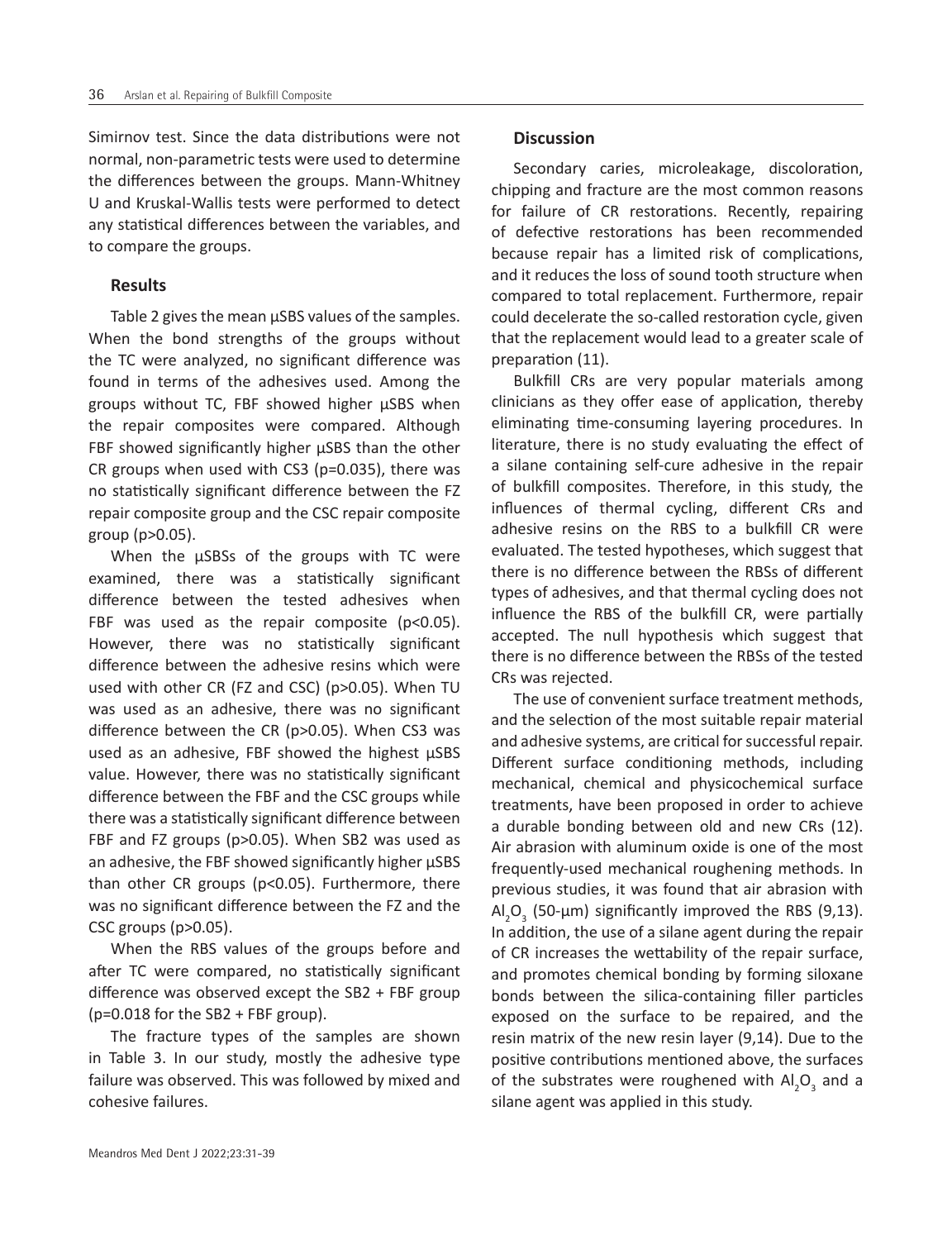Simirnov test. Since the data distributions were not normal, non-parametric tests were used to determine the differences between the groups. Mann-Whitney U and Kruskal-Wallis tests were performed to detect any statistical differences between the variables, and to compare the groups.

## Results

Table 2 gives the mean μSBS values of the samples. When the bond strengths of the groups without the TC were analyzed, no significant difference was found in terms of the adhesives used. Among the groups without TC, FBF showed higher μSBS when the repair composites were compared. Although FBF showed significantly higher μSBS than the other CR groups when used with CS3 ($p=0.035$), there was no statistically significant difference between the FZ repair composite group and the CSC repair composite group ($p>0.05$).

When the μSBSs of the groups with TC were examined, there was a statistically significant difference between the tested adhesives when FBF was used as the repair composite ($p<0.05$). However, there was no statistically significant difference between the adhesive resins which were used with other CR (FZ and CSC) ($p>0.05$). When TU was used as an adhesive, there was no significant difference between the CR ($p>0.05$). When CS3 was used as an adhesive, FBF showed the highest μSBS value. However, there was no statistically significant difference between the FBF and the CSC groups while there was a statistically significant difference between FBF and FZ groups ($p>0.05$). When SB2 was used as an adhesive, the FBF showed significantly higher μSBS than other CR groups ($p<0.05$). Furthermore, there was no significant difference between the FZ and the CSC groups ($p>0.05$).

When the RBS values of the groups before and after TC were compared, no statistically significant difference was observed except the SB2 + FBF group ($p=0.018$ for the SB2 + FBF group).

The fracture types of the samples are shown in Table 3. In our study, mostly the adhesive type failure was observed. This was followed by mixed and cohesive failures.

## Discussion

Secondary caries, microleakage, discoloration, chipping and fracture are the most common reasons for failure of CR restorations. Recently, repairing of defective restorations has been recommended because repair has a limited risk of complications, and it reduces the loss of sound tooth structure when compared to total replacement. Furthermore, repair could decelerate the so-called restoration cycle, given that the replacement would lead to a greater scale of preparation (11).

Bulkfill CRs are very popular materials among clinicians as they offer ease of application, thereby eliminating time-consuming layering procedures. In literature, there is no study evaluating the effect of a silane containing self-cure adhesive in the repair of bulkfill composites. Therefore, in this study, the influences of thermal cycling, different CRs and adhesive resins on the RBS to a bulkfill CR were evaluated. The tested hypotheses, which suggest that there is no difference between the RBSs of different types of adhesives, and that thermal cycling does not influence the RBS of the bulkfill CR, were partially accepted. The null hypothesis which suggest that there is no difference between the RBSs of the tested CRs was rejected.

The use of convenient surface treatment methods, and the selection of the most suitable repair material and adhesive systems, are critical for successful repair. Different surface conditioning methods, including mechanical, chemical and physicochemical surface treatments, have been proposed in order to achieve a durable bonding between old and new CRs (12). Air abrasion with aluminum oxide is one of the most frequently-used mechanical roughening methods. In previous studies, it was found that air abrasion with $Al_2O_3$ (50-μm) significantly improved the RBS (9,13). In addition, the use of a silane agent during the repair of CR increases the wettability of the repair surface, and promotes chemical bonding by forming siloxane bonds between the silica-containing filler particles exposed on the surface to be repaired, and the resin matrix of the new resin layer (9,14). Due to the positive contributions mentioned above, the surfaces of the substrates were roughened with $Al_2O_3$ and a silane agent was applied in this study.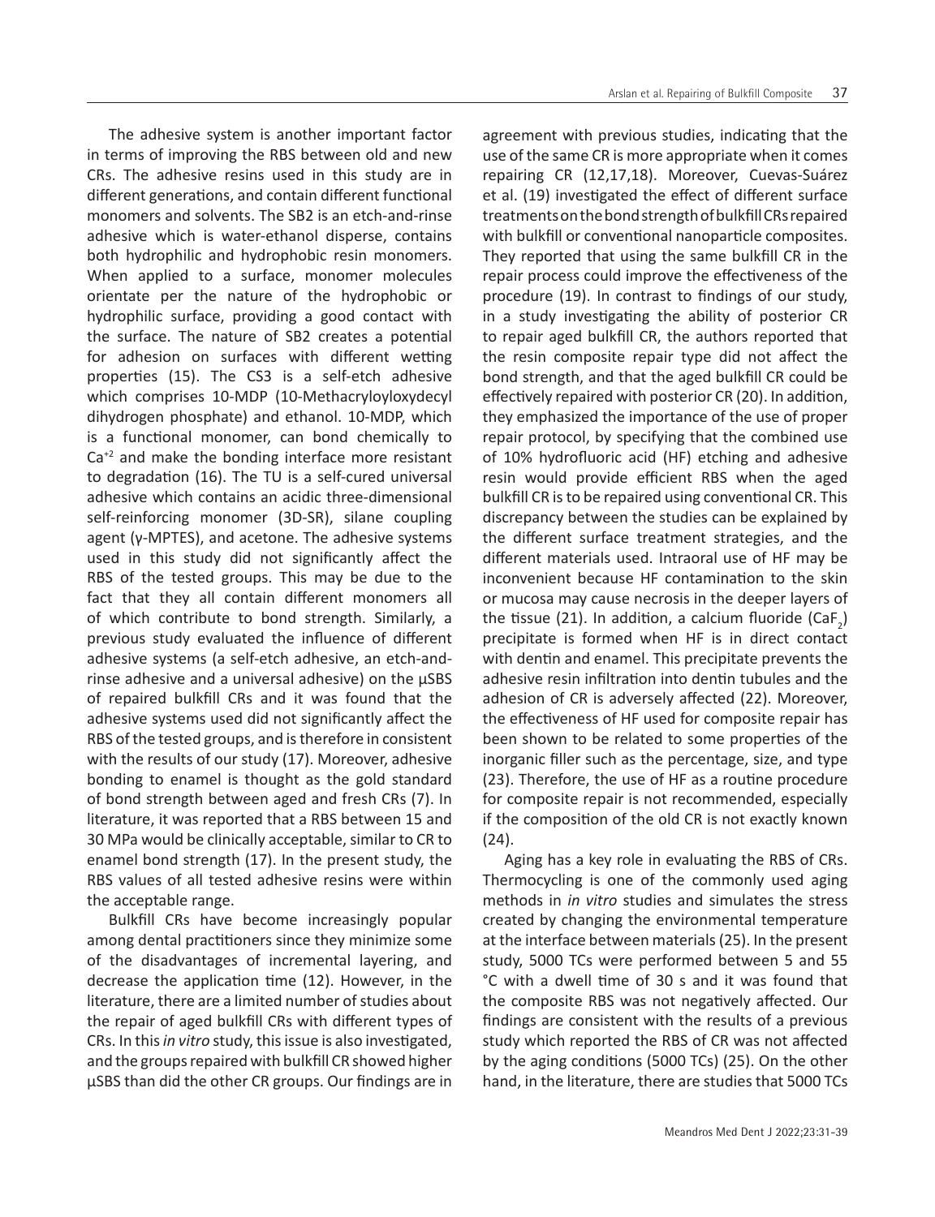The adhesive system is another important factor in terms of improving the RBS between old and new CRs. The adhesive resins used in this study are in different generations, and contain different functional monomers and solvents. The SB2 is an etch-and-rinse adhesive which is water-ethanol disperse, contains both hydrophilic and hydrophobic resin monomers. When applied to a surface, monomer molecules orientate per the nature of the hydrophobic or hydrophilic surface, providing a good contact with the surface. The nature of SB2 creates a potential for adhesion on surfaces with different wetting properties (15). The CS3 is a self-etch adhesive which comprises 10-MDP (10-Methacryloyloxydecyl dihydrogen phosphate) and ethanol. 10-MDP, which is a functional monomer, can bond chemically to $Ca^{+2}$ and make the bonding interface more resistant to degradation (16). The TU is a self-cured universal adhesive which contains an acidic three-dimensional self-reinforcing monomer (3D-SR), silane coupling agent (γ-MPTES), and acetone. The adhesive systems used in this study did not significantly affect the RBS of the tested groups. This may be due to the fact that they all contain different monomers all of which contribute to bond strength. Similarly, a previous study evaluated the influence of different adhesive systems (a self-etch adhesive, an etch-and-rinse adhesive and a universal adhesive) on the µSBS of repaired bulkfill CRs and it was found that the adhesive systems used did not significantly affect the RBS of the tested groups, and is therefore in consistent with the results of our study (17). Moreover, adhesive bonding to enamel is thought as the gold standard of bond strength between aged and fresh CRs (7). In literature, it was reported that a RBS between 15 and 30 MPa would be clinically acceptable, similar to CR to enamel bond strength (17). In the present study, the RBS values of all tested adhesive resins were within the acceptable range.

Bulkfill CRs have become increasingly popular among dental practitioners since they minimize some of the disadvantages of incremental layering, and decrease the application time (12). However, in the literature, there are a limited number of studies about the repair of aged bulkfill CRs with different types of CRs. In this *in vitro* study, this issue is also investigated, and the groups repaired with bulkfill CR showed higher µSBS than did the other CR groups. Our findings are in agreement with previous studies, indicating that the use of the same CR is more appropriate when it comes repairing CR (12,17,18). Moreover, Cuevas-Suárez et al. (19) investigated the effect of different surface treatments on the bond strength of bulkfill CRs repaired with bulkfill or conventional nanoparticle composites. They reported that using the same bulkfill CR in the repair process could improve the effectiveness of the procedure (19). In contrast to findings of our study, in a study investigating the ability of posterior CR to repair aged bulkfill CR, the authors reported that the resin composite repair type did not affect the bond strength, and that the aged bulkfill CR could be effectively repaired with posterior CR (20). In addition, they emphasized the importance of the use of proper repair protocol, by specifying that the combined use of 10% hydrofluoric acid (HF) etching and adhesive resin would provide efficient RBS when the aged bulkfill CR is to be repaired using conventional CR. This discrepancy between the studies can be explained by the different surface treatment strategies, and the different materials used. Intraoral use of HF may be inconvenient because HF contamination to the skin or mucosa may cause necrosis in the deeper layers of the tissue (21). In addition, a calcium fluoride ($CaF_2$) precipitate is formed when HF is in direct contact with dentin and enamel. This precipitate prevents the adhesive resin infiltration into dentin tubules and the adhesion of CR is adversely affected (22). Moreover, the effectiveness of HF used for composite repair has been shown to be related to some properties of the inorganic filler such as the percentage, size, and type (23). Therefore, the use of HF as a routine procedure for composite repair is not recommended, especially if the composition of the old CR is not exactly known (24).

Aging has a key role in evaluating the RBS of CRs. Thermocycling is one of the commonly used aging methods in *in vitro* studies and simulates the stress created by changing the environmental temperature at the interface between materials (25). In the present study, 5000 TCs were performed between 5 and 55 °C with a dwell time of 30 s and it was found that the composite RBS was not negatively affected. Our findings are consistent with the results of a previous study which reported the RBS of CR was not affected by the aging conditions (5000 TCs) (25). On the other hand, in the literature, there are studies that 5000 TCs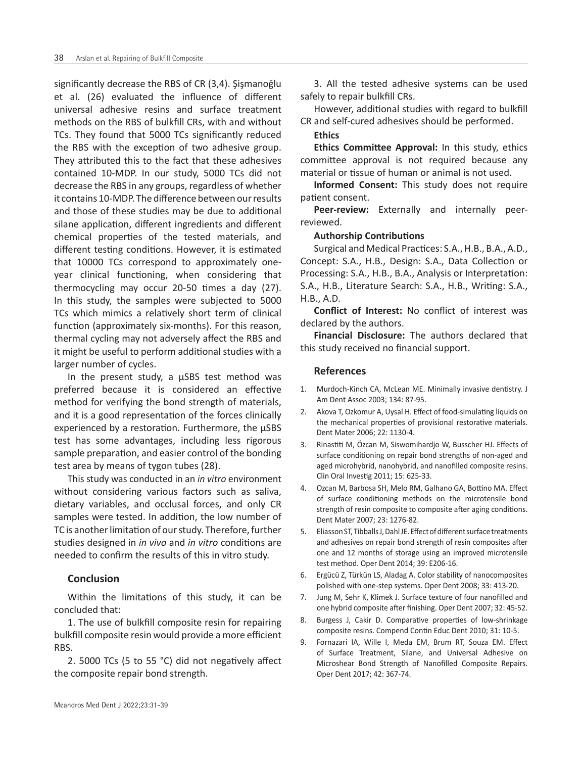significantly decrease the RBS of CR (3,4). Şişmanoğlu et al. (26) evaluated the influence of different universal adhesive resins and surface treatment methods on the RBS of bulkfill CRs, with and without TCs. They found that 5000 TCs significantly reduced the RBS with the exception of two adhesive group. They attributed this to the fact that these adhesives contained 10-MDP. In our study, 5000 TCs did not decrease the RBS in any groups, regardless of whether it contains 10-MDP. The difference between our results and those of these studies may be due to additional silane application, different ingredients and different chemical properties of the tested materials, and different testing conditions. However, it is estimated that 10000 TCs correspond to approximately one-year clinical functioning, when considering that thermocycling may occur 20-50 times a day (27). In this study, the samples were subjected to 5000 TCs which mimics a relatively short term of clinical function (approximately six-months). For this reason, thermal cycling may not adversely affect the RBS and it might be useful to perform additional studies with a larger number of cycles.

In the present study, a µSBS test method was preferred because it is considered an effective method for verifying the bond strength of materials, and it is a good representation of the forces clinically experienced by a restoration. Furthermore, the µSBS test has some advantages, including less rigorous sample preparation, and easier control of the bonding test area by means of tygon tubes (28).

This study was conducted in an *in vitro* environment without considering various factors such as saliva, dietary variables, and occlusal forces, and only CR samples were tested. In addition, the low number of TC is another limitation of our study. Therefore, further studies designed in *in vivo* and *in vitro* conditions are needed to confirm the results of this in vitro study.

## Conclusion

Within the limitations of this study, it can be concluded that:

1. The use of bulkfill composite resin for repairing bulkfill composite resin would provide a more efficient RBS.

2. 5000 TCs (5 to 55 °C) did not negatively affect the composite repair bond strength.

3. All the tested adhesive systems can be used safely to repair bulkfill CRs.

However, additional studies with regard to bulkfill CR and self-cured adhesives should be performed.

**Ethics**

**Ethics Committee Approval:** In this study, ethics committee approval is not required because any material or tissue of human or animal is not used.

**Informed Consent:** This study does not require patient consent.

**Peer-review:** Externally and internally peer-reviewed.

**Authorship Contributions**

Surgical and Medical Practices: S.A., H.B., B.A., A.D., Concept: S.A., H.B., Design: S.A., Data Collection or Processing: S.A., H.B., B.A., Analysis or Interpretation: S.A., H.B., Literature Search: S.A., H.B., Writing: S.A., H.B., A.D.

**Conflict of Interest:** No conflict of interest was declared by the authors.

**Financial Disclosure:** The authors declared that this study received no financial support.

## References

1. Murdoch-Kinch CA, McLean ME. Minimally invasive dentistry. J Am Dent Assoc 2003; 134: 87-95.
2. Akova T, Ozkomur A, Uysal H. Effect of food-simulating liquids on the mechanical properties of provisional restorative materials. Dent Mater 2006; 22: 1130-4.
3. Rinastiti M, Özcan M, Siswomihardjo W, Busscher HJ. Effects of surface conditioning on repair bond strengths of non-aged and aged microhybrid, nanohybrid, and nanofilled composite resins. Clin Oral Investig 2011; 15: 625-33.
4. Ozcan M, Barbosa SH, Melo RM, Galhano GA, Bottino MA. Effect of surface conditioning methods on the microtensile bond strength of resin composite to composite after aging conditions. Dent Mater 2007; 23: 1276-82.
5. Eliasson ST, Tibballs J, Dahl JE. Effect of different surface treatments and adhesives on repair bond strength of resin composites after one and 12 months of storage using an improved microtensile test method. Oper Dent 2014; 39: E206-16.
6. Ergücü Z, Türkün LS, Aladag A. Color stability of nanocomposites polished with one-step systems. Oper Dent 2008; 33: 413-20.
7. Jung M, Sehr K, Klimek J. Surface texture of four nanofilled and one hybrid composite after finishing. Oper Dent 2007; 32: 45-52.
8. Burgess J, Cakir D. Comparative properties of low-shrinkage composite resins. Compend Contin Educ Dent 2010; 31: 10-5.
9. Fornazari IA, Wille I, Meda EM, Brum RT, Souza EM. Effect of Surface Treatment, Silane, and Universal Adhesive on Microshear Bond Strength of Nanofilled Composite Repairs. Oper Dent 2017; 42: 367-74.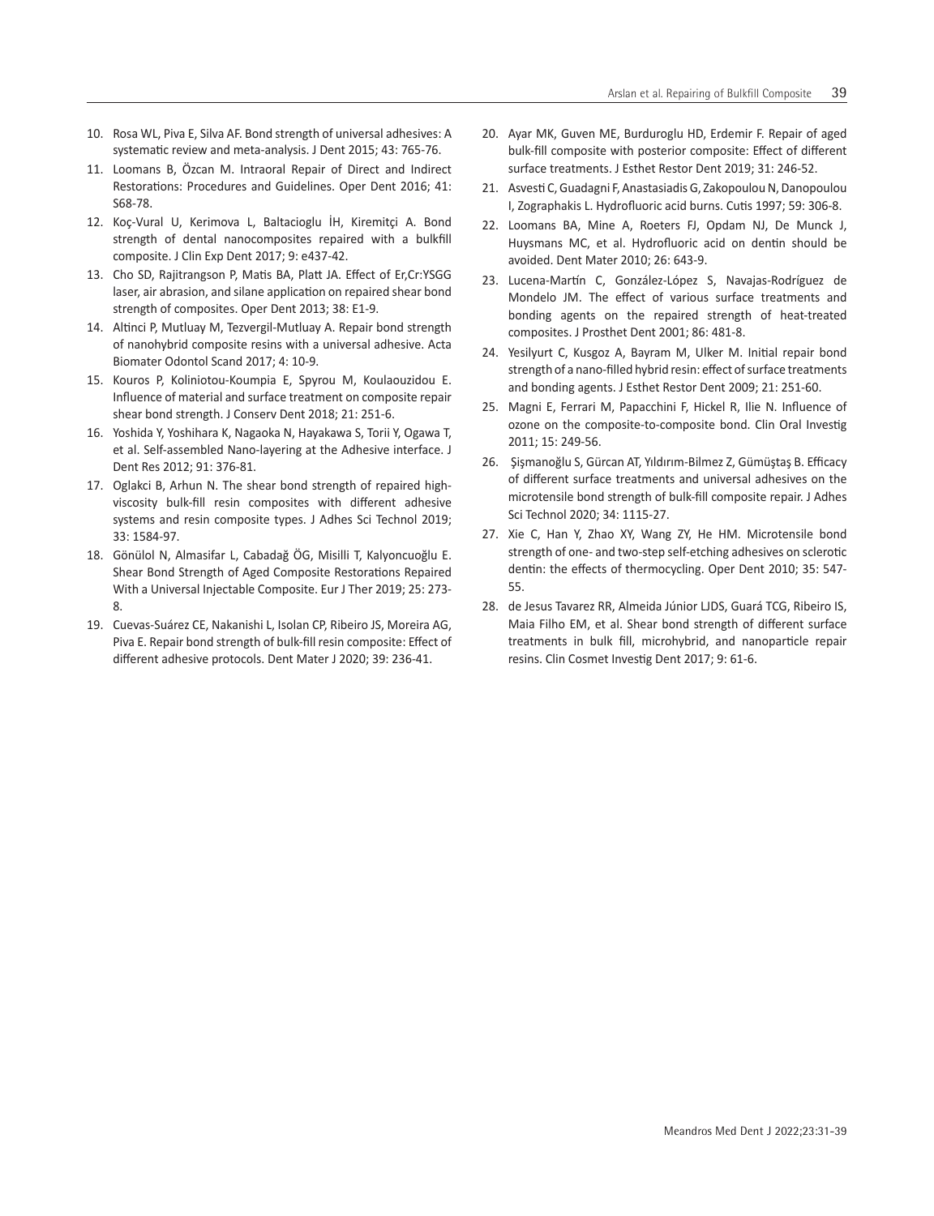10. Rosa WL, Piva E, Silva AF. Bond strength of universal adhesives: A systematic review and meta-analysis. J Dent 2015; 43: 765-76.
11. Loomans B, Özcan M. Intraoral Repair of Direct and Indirect Restorations: Procedures and Guidelines. Oper Dent 2016; 41: S68-78.
12. Koç-Vural U, Kerimova L, Baltacioglu İH, Kiremitçi A. Bond strength of dental nanocomposites repaired with a bulkfill composite. J Clin Exp Dent 2017; 9: e437-42.
13. Cho SD, Rajitrangson P, Matis BA, Platt JA. Effect of Er,Cr:YSGG laser, air abrasion, and silane application on repaired shear bond strength of composites. Oper Dent 2013; 38: E1-9.
14. Altinci P, Mutluay M, Tezvergil-Mutluay A. Repair bond strength of nanohybrid composite resins with a universal adhesive. Acta Biomater Odontol Scand 2017; 4: 10-9.
15. Kouros P, Koliniotou-Koumpia E, Spyrou M, Koulaouzidou E. Influence of material and surface treatment on composite repair shear bond strength. J Conserv Dent 2018; 21: 251-6.
16. Yoshida Y, Yoshihara K, Nagaoka N, Hayakawa S, Torii Y, Ogawa T, et al. Self-assembled Nano-layering at the Adhesive interface. J Dent Res 2012; 91: 376-81.
17. Oglakci B, Arhun N. The shear bond strength of repaired high-viscosity bulk-fill resin composites with different adhesive systems and resin composite types. J Adhes Sci Technol 2019; 33: 1584-97.
18. Gönülol N, Almasifar L, Cabadağ ÖG, Misilli T, Kalyoncuoğlu E. Shear Bond Strength of Aged Composite Restorations Repaired With a Universal Injectable Composite. Eur J Ther 2019; 25: 273-8.
19. Cuevas-Suárez CE, Nakanishi L, Isolan CP, Ribeiro JS, Moreira AG, Piva E. Repair bond strength of bulk-fill resin composite: Effect of different adhesive protocols. Dent Mater J 2020; 39: 236-41.
20. Ayar MK, Guven ME, Burduroglu HD, Erdemir F. Repair of aged bulk-fill composite with posterior composite: Effect of different surface treatments. J Esthet Restor Dent 2019; 31: 246-52.
21. Asvesti C, Guadagni F, Anastasiadis G, Zakopoulou N, Danopoulou I, Zographakis L. Hydrofluoric acid burns. Cutis 1997; 59: 306-8.
22. Loomans BA, Mine A, Roeters FJ, Opdam NJ, De Munck J, Huysmans MC, et al. Hydrofluoric acid on dentin should be avoided. Dent Mater 2010; 26: 643-9.
23. Lucena-Martín C, González-López S, Navajas-Rodríguez de Mondelo JM. The effect of various surface treatments and bonding agents on the repaired strength of heat-treated composites. J Prosthet Dent 2001; 86: 481-8.
24. Yesilyurt C, Kusgoz A, Bayram M, Ulker M. Initial repair bond strength of a nano-filled hybrid resin: effect of surface treatments and bonding agents. J Esthet Restor Dent 2009; 21: 251-60.
25. Magni E, Ferrari M, Papacchini F, Hickel R, Ilie N. Influence of ozone on the composite-to-composite bond. Clin Oral Investig 2011; 15: 249-56.
26. Şişmanoğlu S, Gürcan AT, Yıldırım-Bilmez Z, Gümüştaş B. Efficacy of different surface treatments and universal adhesives on the microtensile bond strength of bulk-fill composite repair. J Adhes Sci Technol 2020; 34: 1115-27.
27. Xie C, Han Y, Zhao XY, Wang ZY, He HM. Microtensile bond strength of one- and two-step self-etching adhesives on sclerotic dentin: the effects of thermocycling. Oper Dent 2010; 35: 547-55.
28. de Jesus Tavarez RR, Almeida Júnior LJDS, Guará TCG, Ribeiro IS, Maia Filho EM, et al. Shear bond strength of different surface treatments in bulk fill, microhybrid, and nanoparticle repair resins. Clin Cosmet Investig Dent 2017; 9: 61-6.